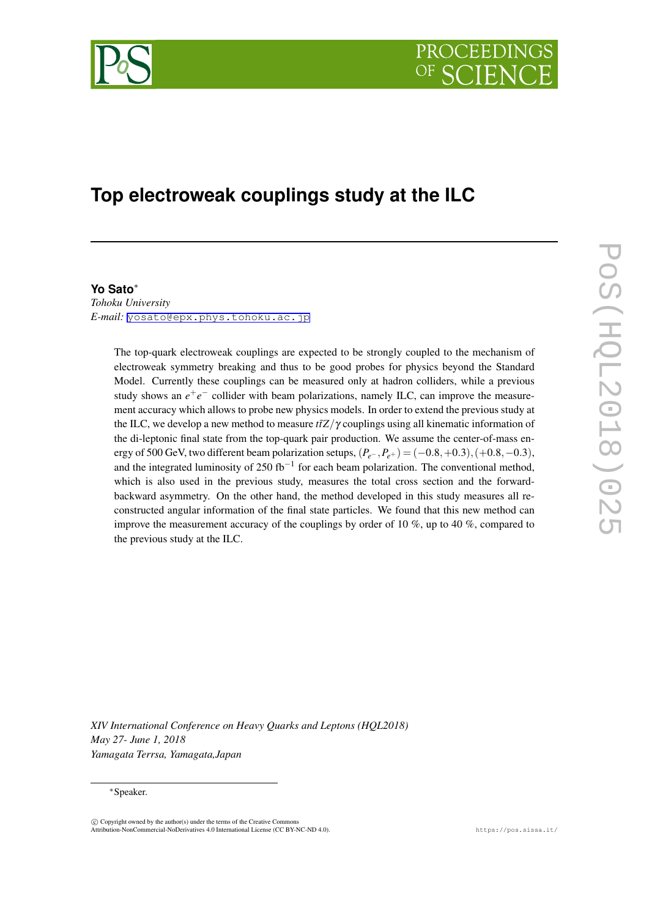# Top electroweak couplings study at the ILC

**Yo Sato***

*Tohoku University*

*E-mail:* yosato@epx.phys.tohoku.ac.jp

The top-quark electroweak couplings are expected to be strongly coupled to the mechanism of electroweak symmetry breaking and thus to be good probes for physics beyond the Standard Model. Currently these couplings can be measured only at hadron colliders, while a previous study shows an $e^+e^-$ collider with beam polarizations, namely ILC, can improve the measurement accuracy which allows to probe new physics models. In order to extend the previous study at the ILC, we develop a new method to measure $t\bar{t}Z/\gamma$ couplings using all kinematic information of the di-leptonic final state from the top-quark pair production. We assume the center-of-mass energy of 500 GeV, two different beam polarization setups, $(P_{e^-}, P_{e^+}) = (-0.8, +0.3), (+0.8, -0.3)$, and the integrated luminosity of 250 fb$^{-1}$ for each beam polarization. The conventional method, which is also used in the previous study, measures the total cross section and the forward-backward asymmetry. On the other hand, the method developed in this study measures all reconstructed angular information of the final state particles. We found that this new method can improve the measurement accuracy of the couplings by order of 10 %, up to 40 %, compared to the previous study at the ILC.

*XIV International Conference on Heavy Quarks and Leptons (HQL2018)*
*May 27- June 1, 2018*
*Yamagata Terrsa, Yamagata,Japan*

*Speaker.

© Copyright owned by the author(s) under the terms of the Creative Commons Attribution-NonCommercial-NoDerivatives 4.0 International License (CC BY-NC-ND 4.0).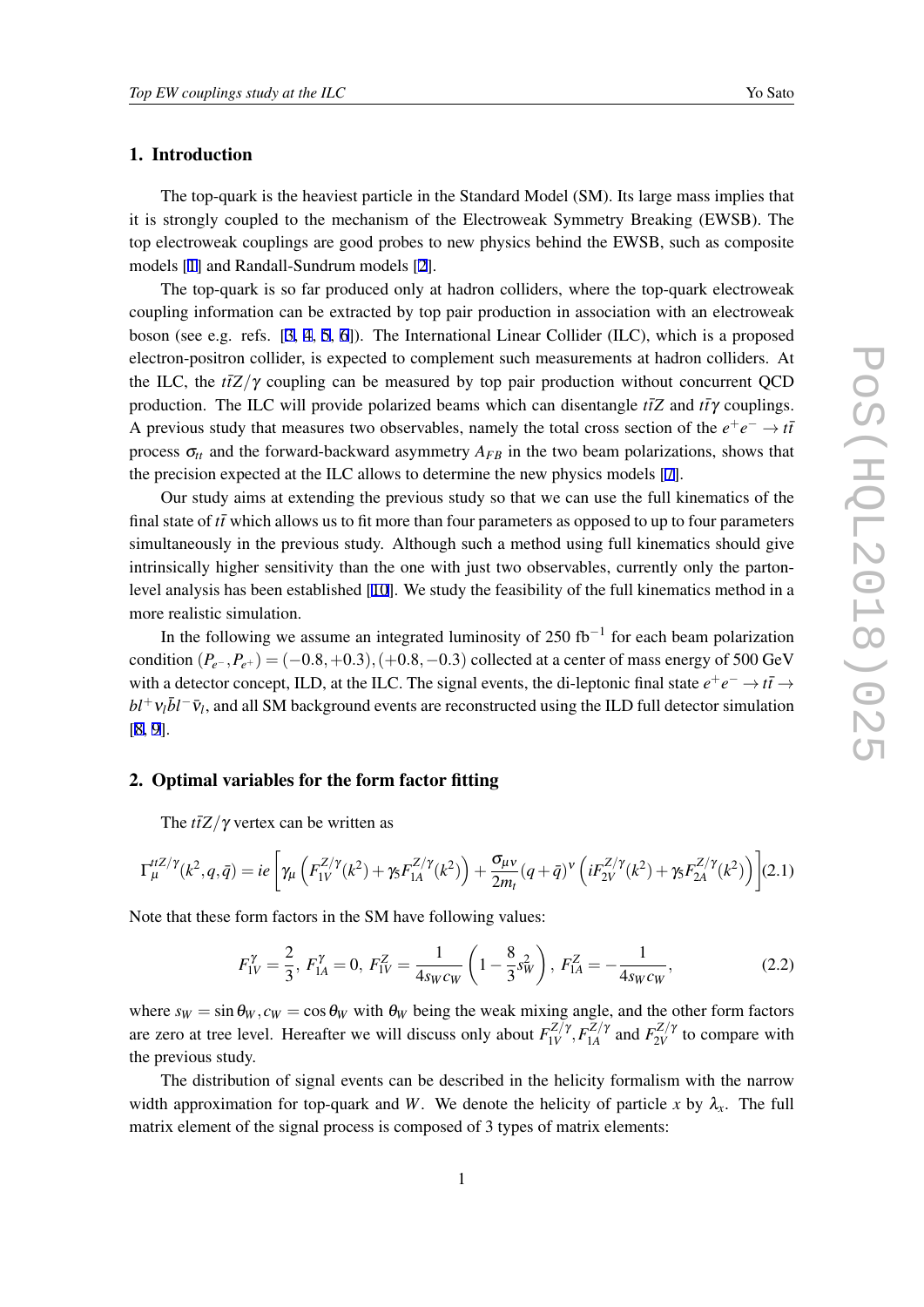## 1. Introduction

The top-quark is the heaviest particle in the Standard Model (SM). Its large mass implies that it is strongly coupled to the mechanism of the Electroweak Symmetry Breaking (EWSB). The top electroweak couplings are good probes to new physics behind the EWSB, such as composite models [1] and Randall-Sundrum models [2].

The top-quark is so far produced only at hadron colliders, where the top-quark electroweak coupling information can be extracted by top pair production in association with an electroweak boson (see e.g. refs. [3, 4, 5, 6]). The International Linear Collider (ILC), which is a proposed electron-positron collider, is expected to complement such measurements at hadron colliders. At the ILC, the $t\bar{t}Z/\gamma$ coupling can be measured by top pair production without concurrent QCD production. The ILC will provide polarized beams which can disentangle $t\bar{t}Z$ and $t\bar{t}\gamma$ couplings. A previous study that measures two observables, namely the total cross section of the $e^+e^- \to t\bar{t}$ process $\sigma_{tt}$ and the forward-backward asymmetry $A_{FB}$ in the two beam polarizations, shows that the precision expected at the ILC allows to determine the new physics models [7].

Our study aims at extending the previous study so that we can use the full kinematics of the final state of $t\bar{t}$ which allows us to fit more than four parameters as opposed to up to four parameters simultaneously in the previous study. Although such a method using full kinematics should give intrinsically higher sensitivity than the one with just two observables, currently only the parton-level analysis has been established [10]. We study the feasibility of the full kinematics method in a more realistic simulation.

In the following we assume an integrated luminosity of 250 fb$^{-1}$ for each beam polarization condition $(P_{e^-}, P_{e^+}) = (-0.8, +0.3), (+0.8, -0.3)$ collected at a center of mass energy of 500 GeV with a detector concept, ILD, at the ILC. The signal events, the di-leptonic final state $e^+e^- \to t\bar{t} \to bl^+\nu_l\bar{b}l^-\bar{\nu}_l$, and all SM background events are reconstructed using the ILD full detector simulation [8, 9].

## 2. Optimal variables for the form factor fitting

The $t\bar{t}Z/\gamma$ vertex can be written as

$$\Gamma_\mu^{ttZ/\gamma}(k^2, q, \bar{q}) = ie\left[\gamma_\mu\left(F_{1V}^{Z/\gamma}(k^2) + \gamma_5 F_{1A}^{Z/\gamma}(k^2)\right) + \frac{\sigma_{\mu\nu}}{2m_t}(q+\bar{q})^\nu\left(iF_{2V}^{Z/\gamma}(k^2) + \gamma_5 F_{2A}^{Z/\gamma}(k^2)\right)\right] \tag{2.1}$$

Note that these form factors in the SM have following values:

$$F_{1V}^{\gamma} = \frac{2}{3},\; F_{1A}^{\gamma} = 0,\; F_{1V}^{Z} = \frac{1}{4s_W c_W}\left(1 - \frac{8}{3}s_W^2\right),\; F_{1A}^{Z} = -\frac{1}{4s_W c_W}, \tag{2.2}$$

where $s_W = \sin\theta_W, c_W = \cos\theta_W$ with $\theta_W$ being the weak mixing angle, and the other form factors are zero at tree level. Hereafter we will discuss only about $F_{1V}^{Z/\gamma}, F_{1A}^{Z/\gamma}$ and $F_{2V}^{Z/\gamma}$ to compare with the previous study.

The distribution of signal events can be described in the helicity formalism with the narrow width approximation for top-quark and $W$. We denote the helicity of particle $x$ by $\lambda_x$. The full matrix element of the signal process is composed of 3 types of matrix elements: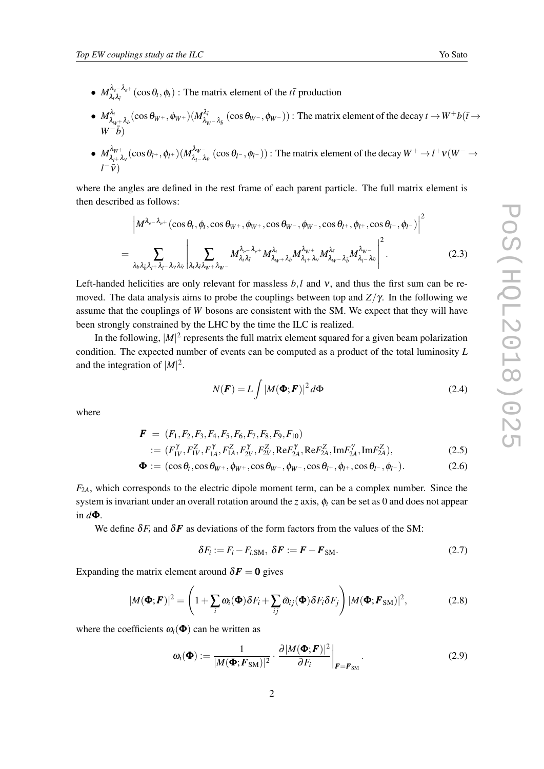- $M^{\lambda_{e^-}\lambda_{e^+}}_{\lambda_t \lambda_{\bar{t}}}(\cos\theta_t, \phi_t)$ : The matrix element of the $t\bar{t}$ production
- $M^{\lambda_t}_{\lambda_{W^+}\lambda_b}(\cos\theta_{W^+}, \phi_{W^+})(M^{\lambda_{\bar{t}}}_{\lambda_{W^-}\lambda_{\bar{b}}}(\cos\theta_{W^-}, \phi_{W^-}))$ : The matrix element of the decay $t \to W^+ b(\bar{t} \to W^- \bar{b})$
- $M^{\lambda_{W^+}}_{\lambda_{l^+}\lambda_\nu}(\cos\theta_{l^+}, \phi_{l^+})(M^{\lambda_{W^-}}_{\lambda_{l^-}\lambda_{\bar{\nu}}}(\cos\theta_{l^-}, \phi_{l^-}))$ : The matrix element of the decay $W^+ \to l^+\nu(W^- \to l^-\bar{\nu})$

where the angles are defined in the rest frame of each parent particle. The full matrix element is then described as follows:

$$\left| M^{\lambda_{e^-}\lambda_{e^+}}(\cos\theta_t, \phi_t, \cos\theta_{W^+}, \phi_{W^+}, \cos\theta_{W^-}, \phi_{W^-}, \cos\theta_{l^+}, \phi_{l^+}, \cos\theta_{l^-}, \phi_{l^-}) \right|^2$$
$$= \sum_{\lambda_b \lambda_{\bar{b}} \lambda_{l^+} \lambda_{l^-} \lambda_\nu \lambda_{\bar{\nu}}} \left| \sum_{\lambda_t \lambda_{\bar{t}} \lambda_{W^+} \lambda_{W^-}} M^{\lambda_{e^-}\lambda_{e^+}}_{\lambda_t \lambda_{\bar{t}}} M^{\lambda_t}_{\lambda_{W^+}\lambda_b} M^{\lambda_{W^+}}_{\lambda_{l^+}\lambda_\nu} M^{\lambda_{\bar{t}}}_{\lambda_{W^-}\lambda_{\bar{b}}} M^{\lambda_{W^-}}_{\lambda_{l^-}\lambda_{\bar{\nu}}} \right|^2. \tag{2.3}$$

Left-handed helicities are only relevant for massless $b, l$ and $\nu$, and thus the first sum can be removed. The data analysis aims to probe the couplings between top and $Z/\gamma$. In the following we assume that the couplings of $W$ bosons are consistent with the SM. We expect that they will have been strongly constrained by the LHC by the time the ILC is realized.

In the following, $|M|^2$ represents the full matrix element squared for a given beam polarization condition. The expected number of events can be computed as a product of the total luminosity $L$ and the integration of $|M|^2$.

$$N(\boldsymbol{F}) = L \int |M(\boldsymbol{\Phi}; \boldsymbol{F})|^2 d\Phi \tag{2.4}$$

where

$$\begin{aligned} \boldsymbol{F} &= (F_1, F_2, F_3, F_4, F_5, F_6, F_7, F_8, F_9, F_{10}) \\ &:= (F^{\gamma}_{1V}, F^{Z}_{1V}, F^{\gamma}_{1A}, F^{Z}_{1A}, F^{\gamma}_{2V}, F^{Z}_{2V}, \mathrm{Re}F^{\gamma}_{2A}, \mathrm{Re}F^{Z}_{2A}, \mathrm{Im}F^{\gamma}_{2A}, \mathrm{Im}F^{Z}_{2A}), \end{aligned} \tag{2.5}$$

$$\boldsymbol{\Phi} := (\cos\theta_t, \cos\theta_{W^+}, \phi_{W^+}, \cos\theta_{W^-}, \phi_{W^-}, \cos\theta_{l^+}, \phi_{l^+}, \cos\theta_{l^-}, \phi_{l^-}). \tag{2.6}$$

$F_{2A}$, which corresponds to the electric dipole moment term, can be a complex number. Since the system is invariant under an overall rotation around the $z$ axis, $\phi_t$ can be set as 0 and does not appear in $d\boldsymbol{\Phi}$.

We define $\delta F_i$ and $\delta\boldsymbol{F}$ as deviations of the form factors from the values of the SM:

$$\delta F_i := F_i - F_{i,\mathrm{SM}}, \; \delta\boldsymbol{F} := \boldsymbol{F} - \boldsymbol{F}_{\mathrm{SM}}. \tag{2.7}$$

Expanding the matrix element around $\delta\boldsymbol{F} = \boldsymbol{0}$ gives

$$|M(\boldsymbol{\Phi}; \boldsymbol{F})|^2 = \left( 1 + \sum_i \omega_i(\boldsymbol{\Phi}) \delta F_i + \sum_{ij} \tilde{\omega}_{ij}(\boldsymbol{\Phi}) \delta F_i \delta F_j \right) |M(\boldsymbol{\Phi}; \boldsymbol{F}_{\mathrm{SM}})|^2, \tag{2.8}$$

where the coefficients $\omega_i(\boldsymbol{\Phi})$ can be written as

$$\omega_i(\boldsymbol{\Phi}) := \frac{1}{|M(\boldsymbol{\Phi}; \boldsymbol{F}_{\mathrm{SM}})|^2} \cdot \left. \frac{\partial |M(\boldsymbol{\Phi}; \boldsymbol{F})|^2}{\partial F_i} \right|_{\boldsymbol{F} = \boldsymbol{F}_{\mathrm{SM}}}. \tag{2.9}$$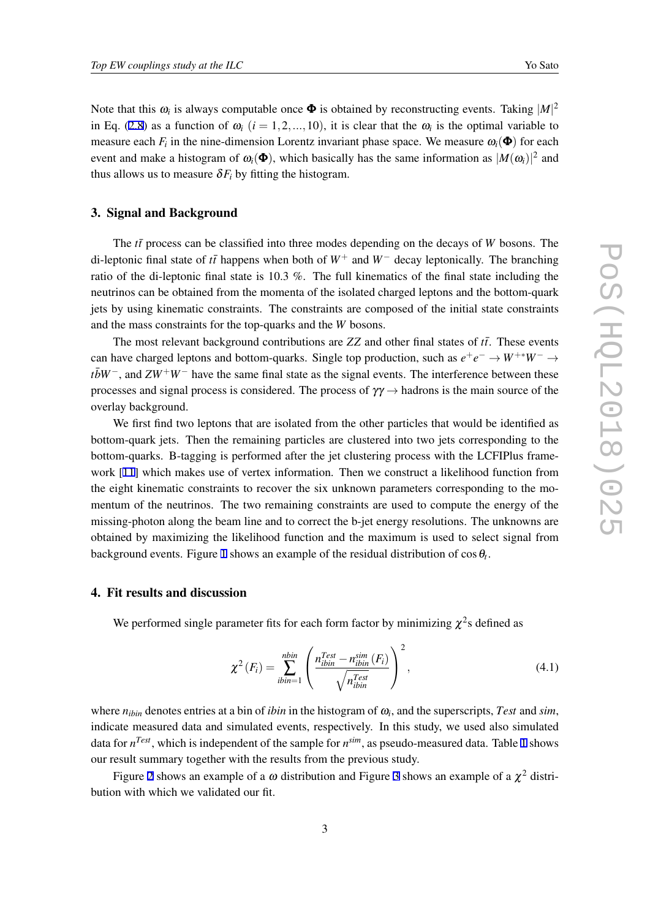Note that this $\omega_i$ is always computable once $\mathbf{\Phi}$ is obtained by reconstructing events. Taking $|M|^2$ in Eq. (2.8) as a function of $\omega_i$ $(i = 1, 2, ..., 10)$, it is clear that the $\omega_i$ is the optimal variable to measure each $F_i$ in the nine-dimension Lorentz invariant phase space. We measure $\omega_i(\mathbf{\Phi})$ for each event and make a histogram of $\omega_i(\mathbf{\Phi})$, which basically has the same information as $|M(\omega_i)|^2$ and thus allows us to measure $\delta F_i$ by fitting the histogram.

## 3. Signal and Background

The $t\bar{t}$ process can be classified into three modes depending on the decays of $W$ bosons. The di-leptonic final state of $t\bar{t}$ happens when both of $W^+$ and $W^-$ decay leptonically. The branching ratio of the di-leptonic final state is 10.3 %. The full kinematics of the final state including the neutrinos can be obtained from the momenta of the isolated charged leptons and the bottom-quark jets by using kinematic constraints. The constraints are composed of the initial state constraints and the mass constraints for the top-quarks and the $W$ bosons.

The most relevant background contributions are $ZZ$ and other final states of $t\bar{t}$. These events can have charged leptons and bottom-quarks. Single top production, such as $e^+e^- \to W^{+*}W^- \to t\bar{b}W^-$, and $ZW^+W^-$ have the same final state as the signal events. The interference between these processes and signal process is considered. The process of $\gamma\gamma \to$ hadrons is the main source of the overlay background.

We first find two leptons that are isolated from the other particles that would be identified as bottom-quark jets. Then the remaining particles are clustered into two jets corresponding to the bottom-quarks. B-tagging is performed after the jet clustering process with the LCFIPlus framework [11] which makes use of vertex information. Then we construct a likelihood function from the eight kinematic constraints to recover the six unknown parameters corresponding to the momentum of the neutrinos. The two remaining constraints are used to compute the energy of the missing-photon along the beam line and to correct the b-jet energy resolutions. The unknowns are obtained by maximizing the likelihood function and the maximum is used to select signal from background events. Figure 1 shows an example of the residual distribution of $\cos\theta_t$.

## 4. Fit results and discussion

We performed single parameter fits for each form factor by minimizing $\chi^2$s defined as

$$\chi^2(F_i) = \sum_{ibin=1}^{nbin} \left( \frac{n_{ibin}^{Test} - n_{ibin}^{sim}(F_i)}{\sqrt{n_{ibin}^{Test}}} \right)^2, \tag{4.1}$$

where $n_{ibin}$ denotes entries at a bin of $ibin$ in the histogram of $\omega_i$, and the superscripts, $Test$ and $sim$, indicate measured data and simulated events, respectively. In this study, we used also simulated data for $n^{Test}$, which is independent of the sample for $n^{sim}$, as pseudo-measured data. Table 1 shows our result summary together with the results from the previous study.

Figure 2 shows an example of a $\omega$ distribution and Figure 3 shows an example of a $\chi^2$ distribution with which we validated our fit.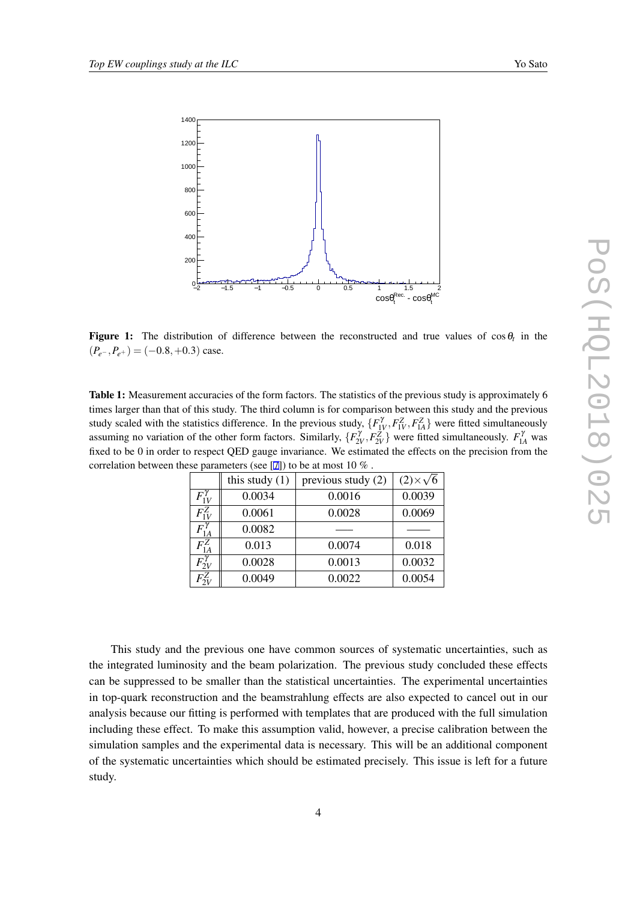**Figure 1:** The distribution of difference between the reconstructed and true values of $\cos\theta_t$ in the $(P_{e^-}, P_{e^+}) = (-0.8, +0.3)$ case.

**Table 1:** Measurement accuracies of the form factors. The statistics of the previous study is approximately 6 times larger than that of this study. The third column is for comparison between this study and the previous study scaled with the statistics difference. In the previous study, $\{F_{1V}^{\gamma}, F_{1V}^{Z}, F_{1A}^{Z}\}$ were fitted simultaneously assuming no variation of the other form factors. Similarly, $\{F_{2V}^{\gamma}, F_{2V}^{Z}\}$ were fitted simultaneously. $F_{1A}^{\gamma}$ was fixed to be 0 in order to respect QED gauge invariance. We estimated the effects on the precision from the correlation between these parameters (see [7]) to be at most 10 % .

| | this study (1) | previous study (2) | $(2)\times\sqrt{6}$ |
|---|---|---|---|
| $F_{1V}^{\gamma}$ | 0.0034 | 0.0016 | 0.0039 |
| $F_{1V}^{Z}$ | 0.0061 | 0.0028 | 0.0069 |
| $F_{1A}^{\gamma}$ | 0.0082 | —— | —— |
| $F_{1A}^{Z}$ | 0.013 | 0.0074 | 0.018 |
| $F_{2V}^{\gamma}$ | 0.0028 | 0.0013 | 0.0032 |
| $F_{2V}^{Z}$ | 0.0049 | 0.0022 | 0.0054 |

This study and the previous one have common sources of systematic uncertainties, such as the integrated luminosity and the beam polarization. The previous study concluded these effects can be suppressed to be smaller than the statistical uncertainties. The experimental uncertainties in top-quark reconstruction and the beamstrahlung effects are also expected to cancel out in our analysis because our fitting is performed with templates that are produced with the full simulation including these effect. To make this assumption valid, however, a precise calibration between the simulation samples and the experimental data is necessary. This will be an additional component of the systematic uncertainties which should be estimated precisely. This issue is left for a future study.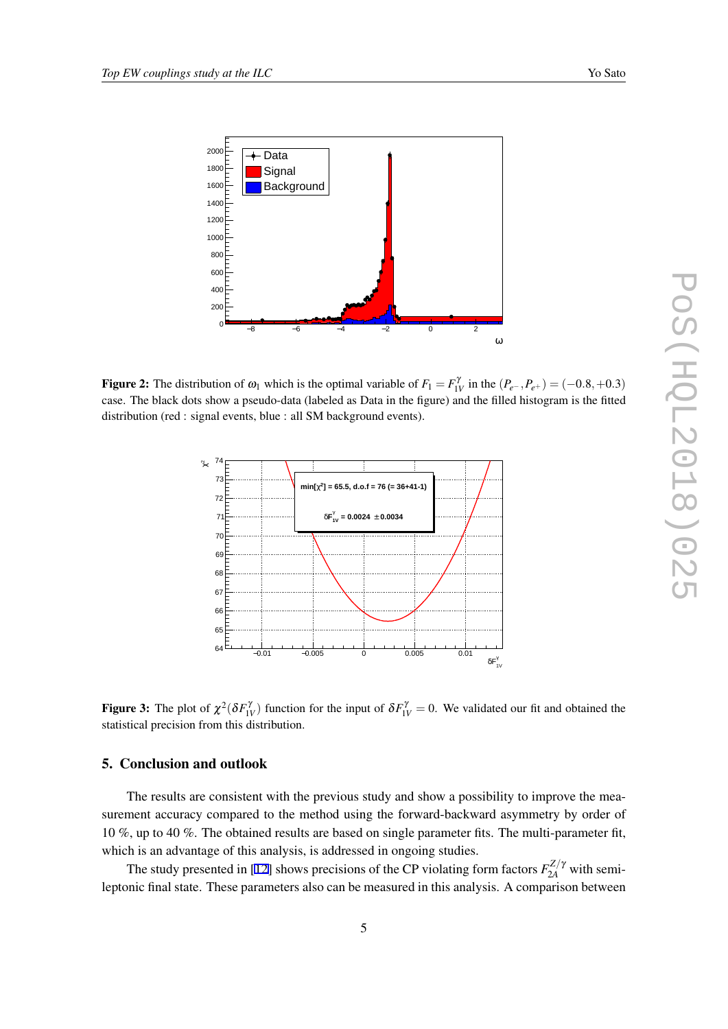**Figure 2:** The distribution of $\omega_1$ which is the optimal variable of $F_1 = F_{1V}^{\gamma}$ in the $(P_{e^-}, P_{e^+}) = (-0.8, +0.3)$ case. The black dots show a pseudo-data (labeled as Data in the figure) and the filled histogram is the fitted distribution (red : signal events, blue : all SM background events).

**Figure 3:** The plot of $\chi^2(\delta F_{1V}^{\gamma})$ function for the input of $\delta F_{1V}^{\gamma} = 0$. We validated our fit and obtained the statistical precision from this distribution.

## 5. Conclusion and outlook

The results are consistent with the previous study and show a possibility to improve the measurement accuracy compared to the method using the forward-backward asymmetry by order of 10 %, up to 40 %. The obtained results are based on single parameter fits. The multi-parameter fit, which is an advantage of this analysis, is addressed in ongoing studies.

The study presented in [12] shows precisions of the CP violating form factors $F_{2A}^{Z/\gamma}$ with semi-leptonic final state. These parameters also can be measured in this analysis. A comparison between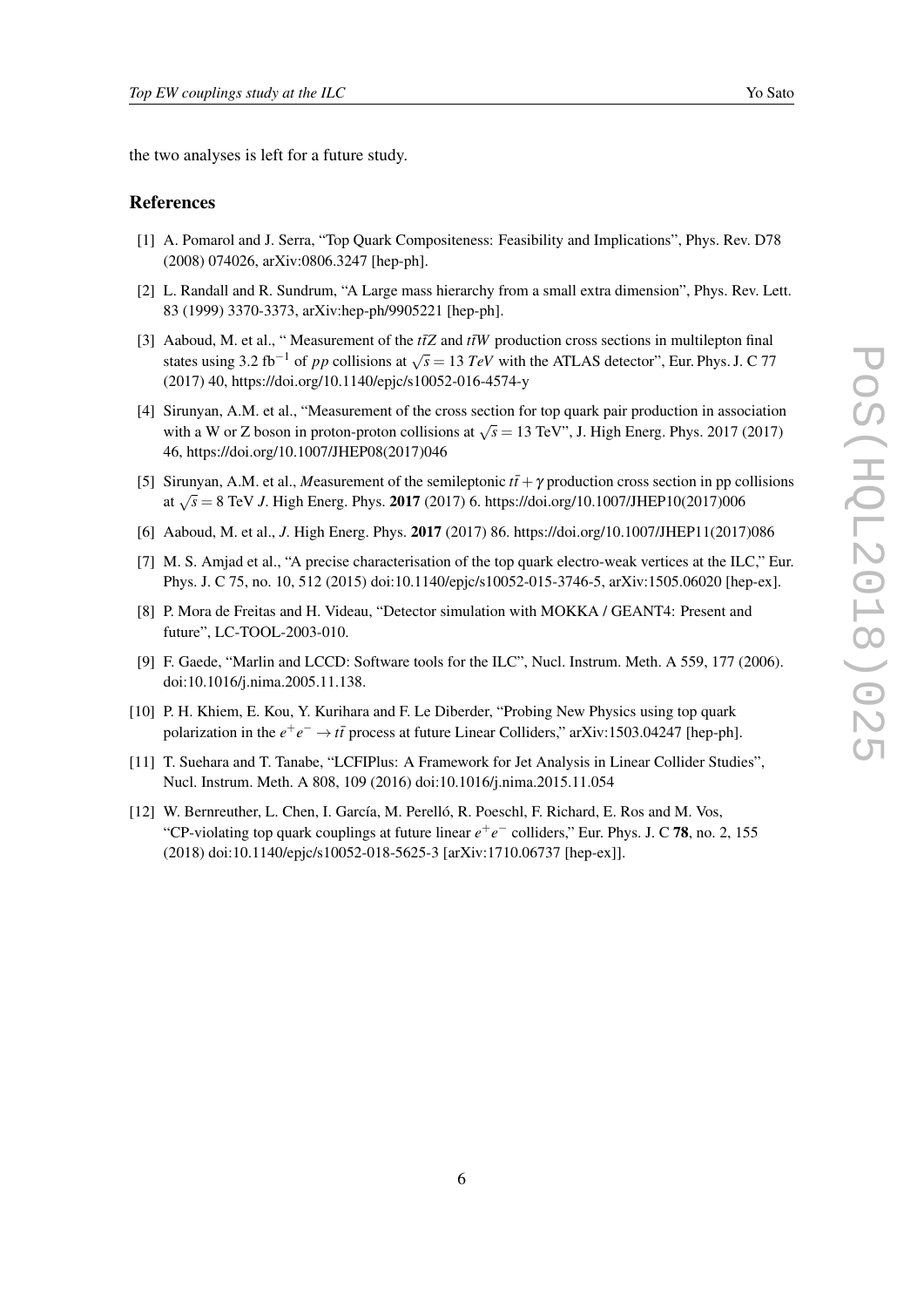the two analyses is left for a future study.

## References

[1] A. Pomarol and J. Serra, "Top Quark Compositeness: Feasibility and Implications", Phys. Rev. D78 (2008) 074026, arXiv:0806.3247 [hep-ph].

[2] L. Randall and R. Sundrum, "A Large mass hierarchy from a small extra dimension", Phys. Rev. Lett. 83 (1999) 3370-3373, arXiv:hep-ph/9905221 [hep-ph].

[3] Aaboud, M. et al., " Measurement of the $t\bar{t}Z$ and $t\bar{t}W$ production cross sections in multilepton final states using 3.2 fb$^{-1}$ of $pp$ collisions at $\sqrt{s} = 13$ $TeV$ with the ATLAS detector", Eur. Phys. J. C 77 (2017) 40, https://doi.org/10.1140/epjc/s10052-016-4574-y

[4] Sirunyan, A.M. et al., "Measurement of the cross section for top quark pair production in association with a W or Z boson in proton-proton collisions at $\sqrt{s} = 13$ TeV", J. High Energ. Phys. 2017 (2017) 46, https://doi.org/10.1007/JHEP08(2017)046

[5] Sirunyan, A.M. et al., *M*easurement of the semileptonic $t\bar{t} + \gamma$ production cross section in pp collisions at $\sqrt{s} = 8$ TeV *J*. High Energ. Phys. **2017** (2017) 6. https://doi.org/10.1007/JHEP10(2017)006

[6] Aaboud, M. et al., *J*. High Energ. Phys. **2017** (2017) 86. https://doi.org/10.1007/JHEP11(2017)086

[7] M. S. Amjad et al., "A precise characterisation of the top quark electro-weak vertices at the ILC," Eur. Phys. J. C 75, no. 10, 512 (2015) doi:10.1140/epjc/s10052-015-3746-5, arXiv:1505.06020 [hep-ex].

[8] P. Mora de Freitas and H. Videau, "Detector simulation with MOKKA / GEANT4: Present and future", LC-TOOL-2003-010.

[9] F. Gaede, "Marlin and LCCD: Software tools for the ILC", Nucl. Instrum. Meth. A 559, 177 (2006). doi:10.1016/j.nima.2005.11.138.

[10] P. H. Khiem, E. Kou, Y. Kurihara and F. Le Diberder, "Probing New Physics using top quark polarization in the $e^+e^- \to t\bar{t}$ process at future Linear Colliders," arXiv:1503.04247 [hep-ph].

[11] T. Suehara and T. Tanabe, "LCFIPlus: A Framework for Jet Analysis in Linear Collider Studies", Nucl. Instrum. Meth. A 808, 109 (2016) doi:10.1016/j.nima.2015.11.054

[12] W. Bernreuther, L. Chen, I. García, M. Perelló, R. Poeschl, F. Richard, E. Ros and M. Vos, "CP-violating top quark couplings at future linear $e^+e^-$ colliders," Eur. Phys. J. C **78**, no. 2, 155 (2018) doi:10.1140/epjc/s10052-018-5625-3 [arXiv:1710.06737 [hep-ex]].